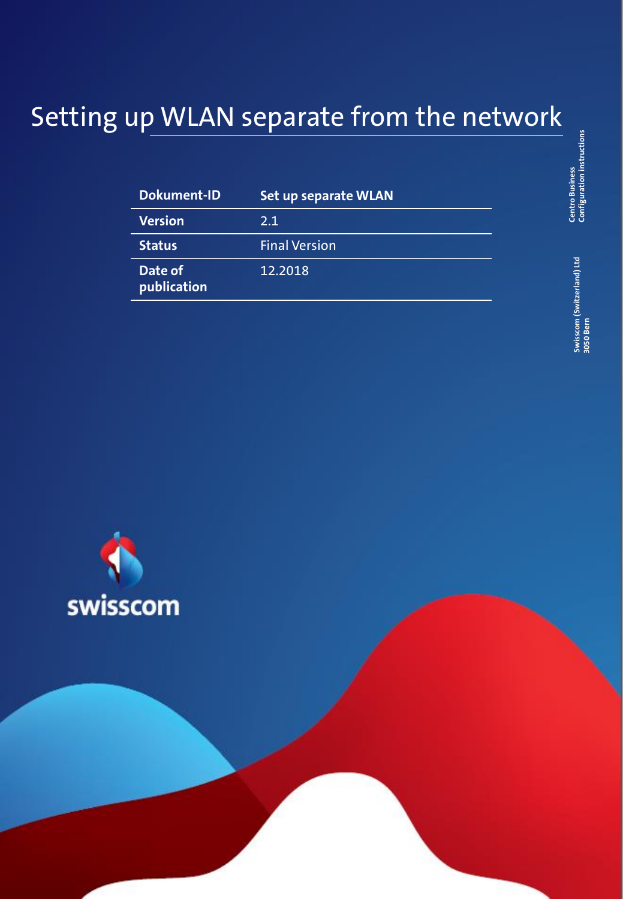# Setting up WLAN separate from the network

| Dokument-ID | Set up separate WLAN |
|---|---|
| Version | 2.1 |
| Status | Final Version |
| Date of publication | 12.2018 |

Centro Business
Configuration instructions

Swisscom (Switzerland) Ltd
3050 Bern

swisscom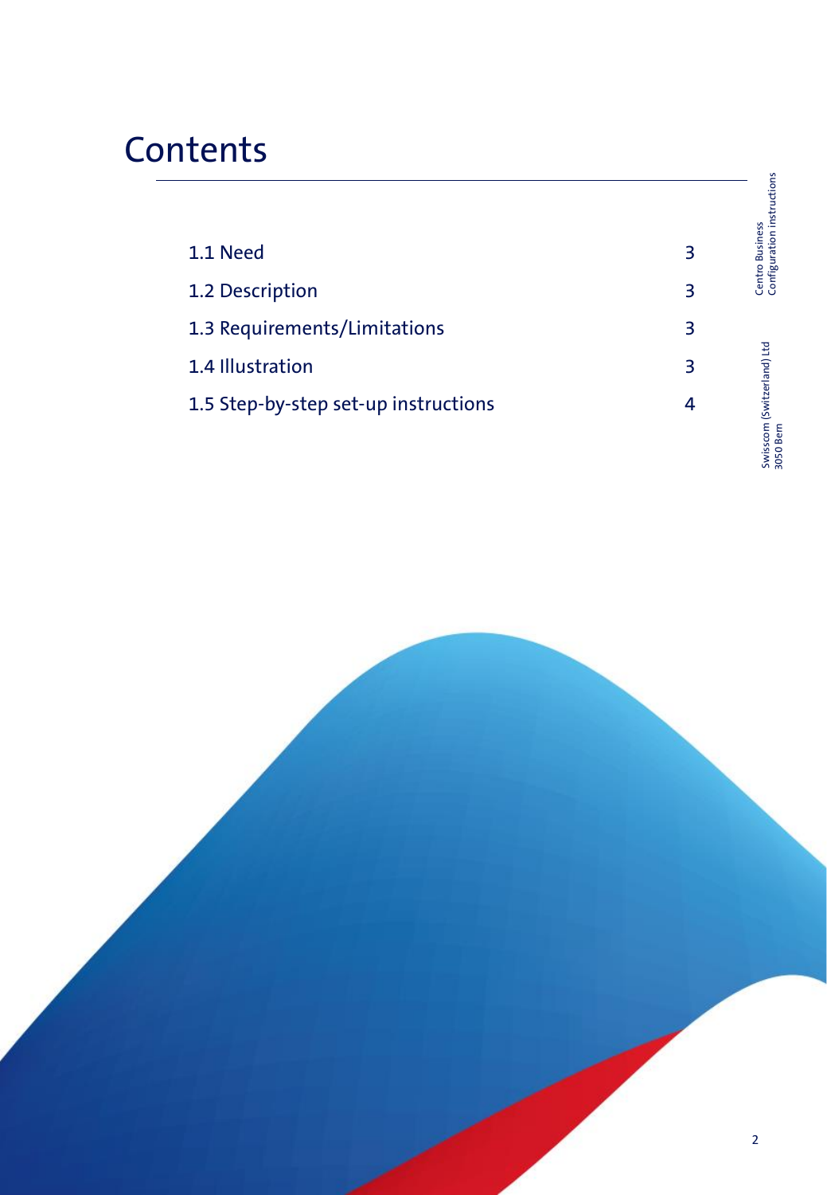# Contents

| | |
|---|---|
| 1.1 Need | 3 |
| 1.2 Description | 3 |
| 1.3 Requirements/Limitations | 3 |
| 1.4 Illustration | 3 |
| 1.5 Step-by-step set-up instructions | 4 |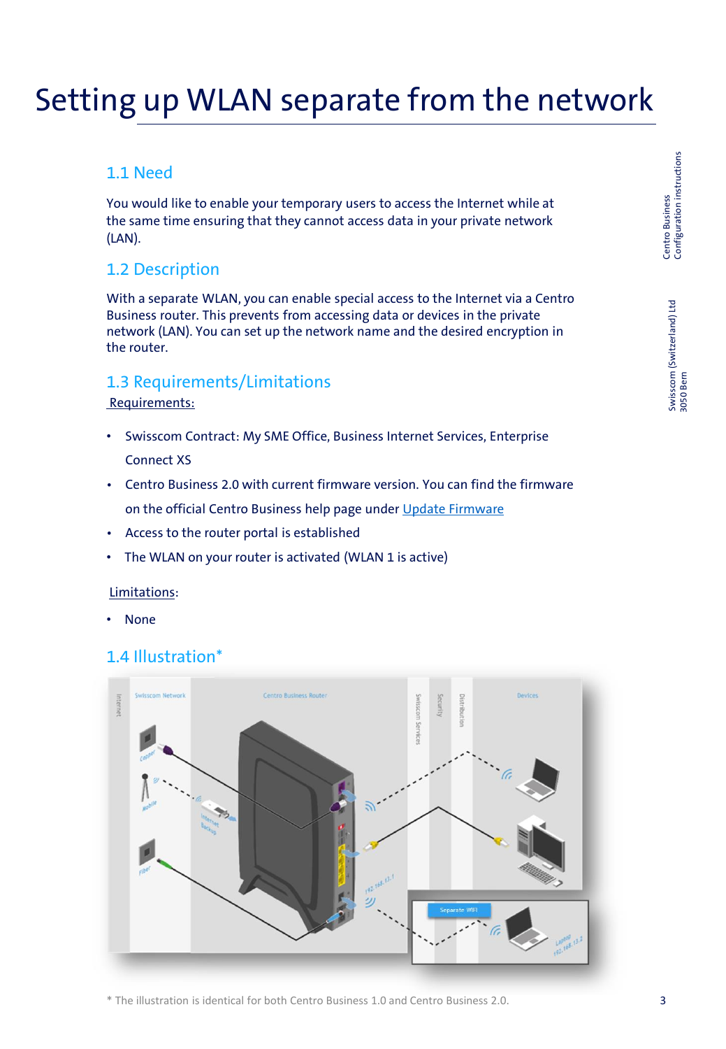# Setting up WLAN separate from the network

## 1.1 Need

You would like to enable your temporary users to access the Internet while at the same time ensuring that they cannot access data in your private network (LAN).

## 1.2 Description

With a separate WLAN, you can enable special access to the Internet via a Centro Business router. This prevents from accessing data or devices in the private network (LAN). You can set up the network name and the desired encryption in the router.

## 1.3 Requirements/Limitations

Requirements:

- Swisscom Contract: My SME Office, Business Internet Services, Enterprise Connect XS
- Centro Business 2.0 with current firmware version. You can find the firmware on the official Centro Business help page under Update Firmware
- Access to the router portal is established
- The WLAN on your router is activated (WLAN 1 is active)

Limitations:

- None

## 1.4 Illustration*

* The illustration is identical for both Centro Business 1.0 and Centro Business 2.0.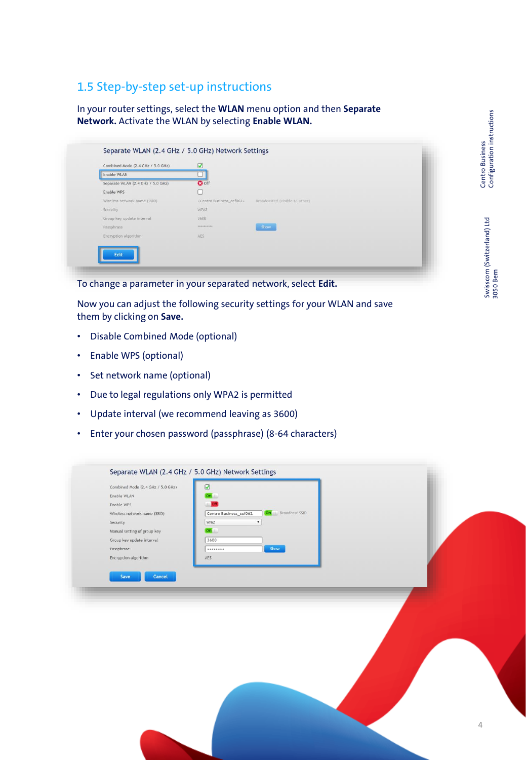## 1.5 Step-by-step set-up instructions

In your router settings, select the **WLAN** menu option and then **Separate Network.** Activate the WLAN by selecting **Enable WLAN.**

To change a parameter in your separated network, select **Edit.**

Now you can adjust the following security settings for your WLAN and save them by clicking on **Save.**

- Disable Combined Mode (optional)
- Enable WPS (optional)
- Set network name (optional)
- Due to legal regulations only WPA2 is permitted
- Update interval (we recommend leaving as 3600)
- Enter your chosen password (passphrase) (8-64 characters)